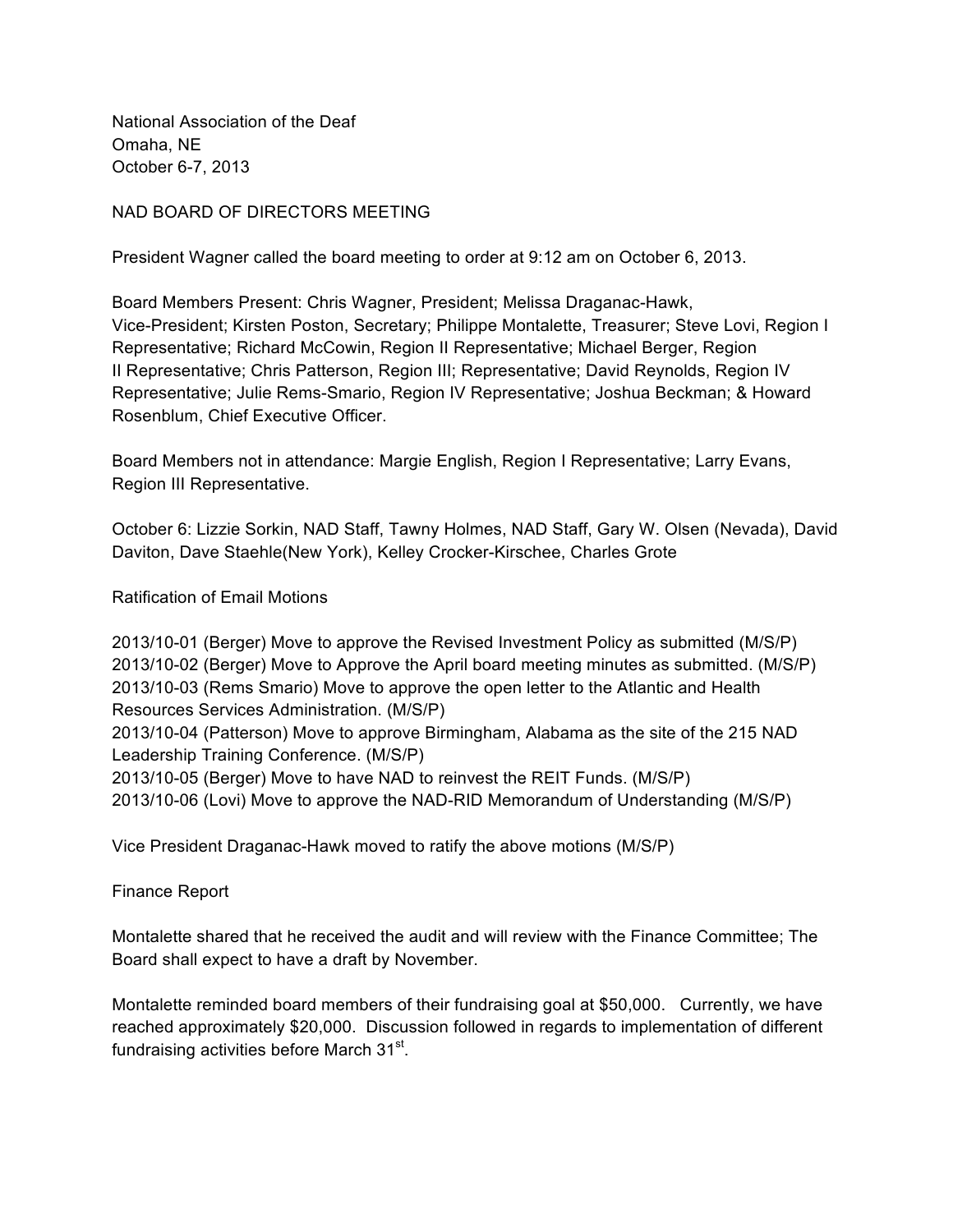National Association of the Deaf
Omaha, NE
October 6-7, 2013

NAD BOARD OF DIRECTORS MEETING

President Wagner called the board meeting to order at 9:12 am on October 6, 2013.

Board Members Present: Chris Wagner, President; Melissa Draganac-Hawk, Vice-President; Kirsten Poston, Secretary; Philippe Montalette, Treasurer; Steve Lovi, Region I Representative; Richard McCowin, Region II Representative; Michael Berger, Region II Representative; Chris Patterson, Region III; Representative; David Reynolds, Region IV Representative; Julie Rems-Smario, Region IV Representative; Joshua Beckman; & Howard Rosenblum, Chief Executive Officer.

Board Members not in attendance: Margie English, Region I Representative; Larry Evans, Region III Representative.

October 6: Lizzie Sorkin, NAD Staff, Tawny Holmes, NAD Staff, Gary W. Olsen (Nevada), David Daviton, Dave Staehle(New York), Kelley Crocker-Kirschee, Charles Grote

Ratification of Email Motions

2013/10-01 (Berger) Move to approve the Revised Investment Policy as submitted (M/S/P)
2013/10-02 (Berger) Move to Approve the April board meeting minutes as submitted. (M/S/P)
2013/10-03 (Rems Smario) Move to approve the open letter to the Atlantic and Health Resources Services Administration. (M/S/P)
2013/10-04 (Patterson) Move to approve Birmingham, Alabama as the site of the 215 NAD Leadership Training Conference. (M/S/P)
2013/10-05 (Berger) Move to have NAD to reinvest the REIT Funds. (M/S/P)
2013/10-06 (Lovi) Move to approve the NAD-RID Memorandum of Understanding (M/S/P)

Vice President Draganac-Hawk moved to ratify the above motions (M/S/P)

Finance Report

Montalette shared that he received the audit and will review with the Finance Committee; The Board shall expect to have a draft by November.

Montalette reminded board members of their fundraising goal at $50,000. Currently, we have reached approximately $20,000. Discussion followed in regards to implementation of different fundraising activities before March 31st.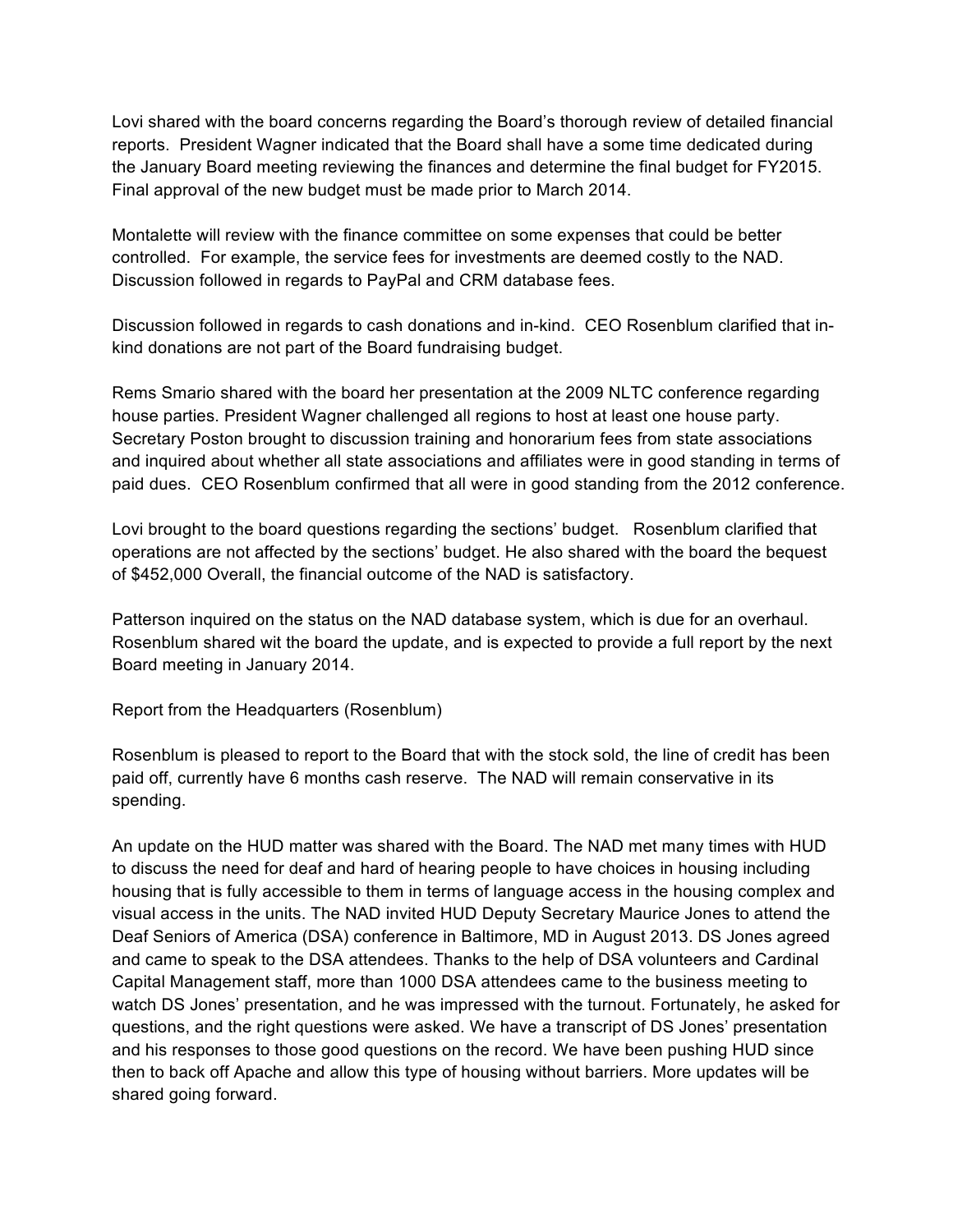Lovi shared with the board concerns regarding the Board's thorough review of detailed financial reports. President Wagner indicated that the Board shall have a some time dedicated during the January Board meeting reviewing the finances and determine the final budget for FY2015. Final approval of the new budget must be made prior to March 2014.

Montalette will review with the finance committee on some expenses that could be better controlled. For example, the service fees for investments are deemed costly to the NAD. Discussion followed in regards to PayPal and CRM database fees.

Discussion followed in regards to cash donations and in-kind. CEO Rosenblum clarified that in-kind donations are not part of the Board fundraising budget.

Rems Smario shared with the board her presentation at the 2009 NLTC conference regarding house parties. President Wagner challenged all regions to host at least one house party. Secretary Poston brought to discussion training and honorarium fees from state associations and inquired about whether all state associations and affiliates were in good standing in terms of paid dues. CEO Rosenblum confirmed that all were in good standing from the 2012 conference.

Lovi brought to the board questions regarding the sections' budget. Rosenblum clarified that operations are not affected by the sections' budget. He also shared with the board the bequest of $452,000 Overall, the financial outcome of the NAD is satisfactory.

Patterson inquired on the status on the NAD database system, which is due for an overhaul. Rosenblum shared wit the board the update, and is expected to provide a full report by the next Board meeting in January 2014.

Report from the Headquarters (Rosenblum)

Rosenblum is pleased to report to the Board that with the stock sold, the line of credit has been paid off, currently have 6 months cash reserve. The NAD will remain conservative in its spending.

An update on the HUD matter was shared with the Board. The NAD met many times with HUD to discuss the need for deaf and hard of hearing people to have choices in housing including housing that is fully accessible to them in terms of language access in the housing complex and visual access in the units. The NAD invited HUD Deputy Secretary Maurice Jones to attend the Deaf Seniors of America (DSA) conference in Baltimore, MD in August 2013. DS Jones agreed and came to speak to the DSA attendees. Thanks to the help of DSA volunteers and Cardinal Capital Management staff, more than 1000 DSA attendees came to the business meeting to watch DS Jones' presentation, and he was impressed with the turnout. Fortunately, he asked for questions, and the right questions were asked. We have a transcript of DS Jones' presentation and his responses to those good questions on the record. We have been pushing HUD since then to back off Apache and allow this type of housing without barriers. More updates will be shared going forward.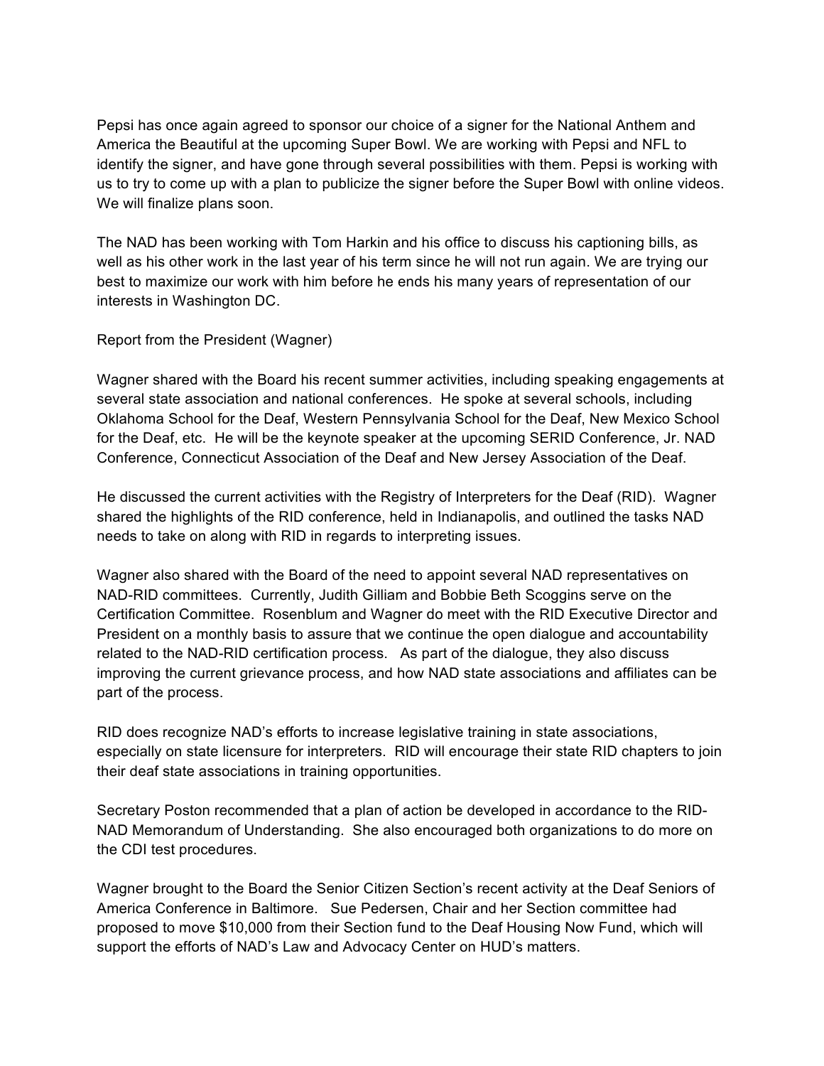Pepsi has once again agreed to sponsor our choice of a signer for the National Anthem and America the Beautiful at the upcoming Super Bowl. We are working with Pepsi and NFL to identify the signer, and have gone through several possibilities with them. Pepsi is working with us to try to come up with a plan to publicize the signer before the Super Bowl with online videos. We will finalize plans soon.

The NAD has been working with Tom Harkin and his office to discuss his captioning bills, as well as his other work in the last year of his term since he will not run again. We are trying our best to maximize our work with him before he ends his many years of representation of our interests in Washington DC.

Report from the President (Wagner)

Wagner shared with the Board his recent summer activities, including speaking engagements at several state association and national conferences. He spoke at several schools, including Oklahoma School for the Deaf, Western Pennsylvania School for the Deaf, New Mexico School for the Deaf, etc. He will be the keynote speaker at the upcoming SERID Conference, Jr. NAD Conference, Connecticut Association of the Deaf and New Jersey Association of the Deaf.

He discussed the current activities with the Registry of Interpreters for the Deaf (RID). Wagner shared the highlights of the RID conference, held in Indianapolis, and outlined the tasks NAD needs to take on along with RID in regards to interpreting issues.

Wagner also shared with the Board of the need to appoint several NAD representatives on NAD-RID committees. Currently, Judith Gilliam and Bobbie Beth Scoggins serve on the Certification Committee. Rosenblum and Wagner do meet with the RID Executive Director and President on a monthly basis to assure that we continue the open dialogue and accountability related to the NAD-RID certification process. As part of the dialogue, they also discuss improving the current grievance process, and how NAD state associations and affiliates can be part of the process.

RID does recognize NAD's efforts to increase legislative training in state associations, especially on state licensure for interpreters. RID will encourage their state RID chapters to join their deaf state associations in training opportunities.

Secretary Poston recommended that a plan of action be developed in accordance to the RID-NAD Memorandum of Understanding. She also encouraged both organizations to do more on the CDI test procedures.

Wagner brought to the Board the Senior Citizen Section's recent activity at the Deaf Seniors of America Conference in Baltimore. Sue Pedersen, Chair and her Section committee had proposed to move $10,000 from their Section fund to the Deaf Housing Now Fund, which will support the efforts of NAD's Law and Advocacy Center on HUD's matters.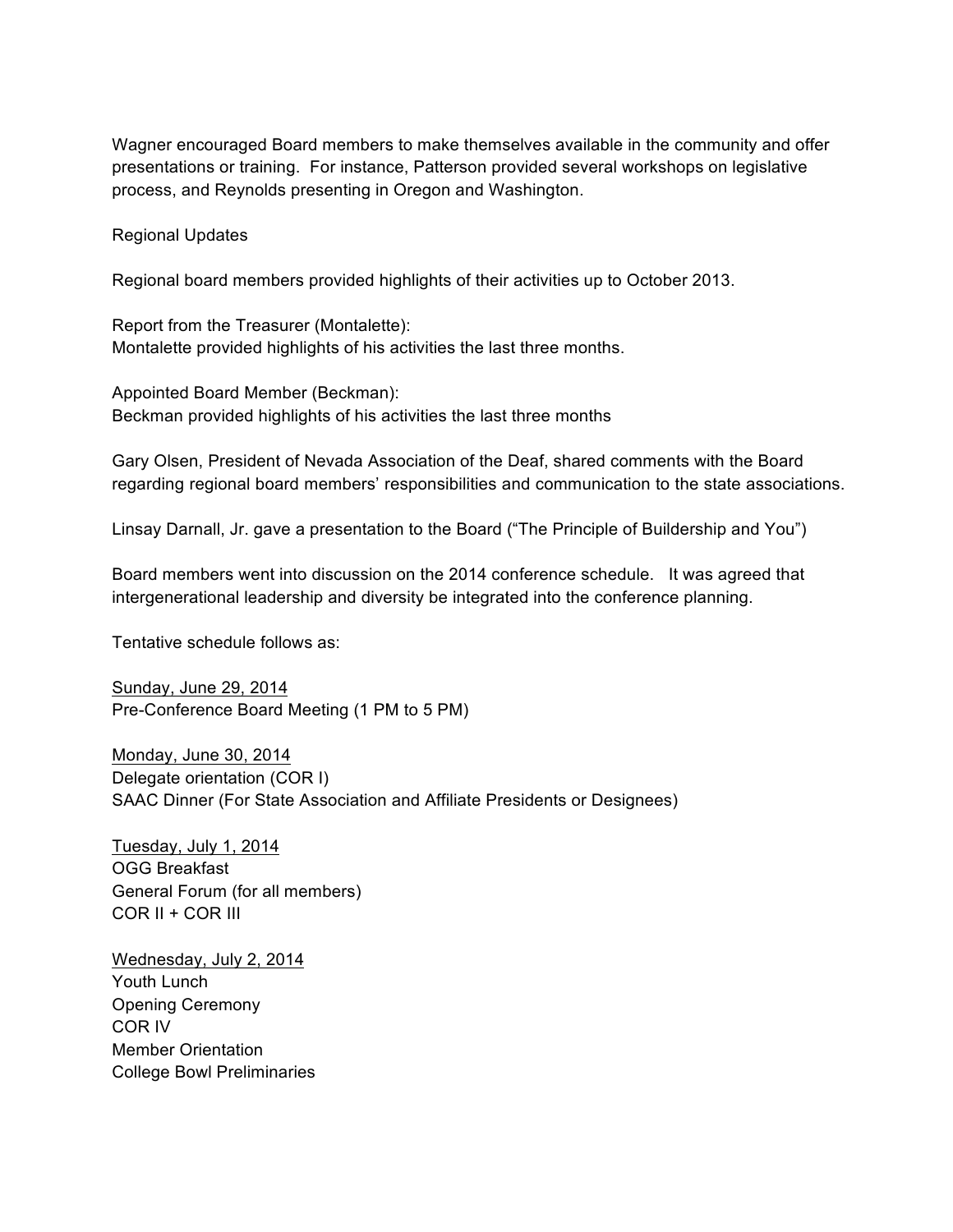Wagner encouraged Board members to make themselves available in the community and offer presentations or training. For instance, Patterson provided several workshops on legislative process, and Reynolds presenting in Oregon and Washington.

Regional Updates

Regional board members provided highlights of their activities up to October 2013.

Report from the Treasurer (Montalette):
Montalette provided highlights of his activities the last three months.

Appointed Board Member (Beckman):
Beckman provided highlights of his activities the last three months

Gary Olsen, President of Nevada Association of the Deaf, shared comments with the Board regarding regional board members' responsibilities and communication to the state associations.

Linsay Darnall, Jr. gave a presentation to the Board ("The Principle of Buildership and You")

Board members went into discussion on the 2014 conference schedule. It was agreed that intergenerational leadership and diversity be integrated into the conference planning.

Tentative schedule follows as:

<u>Sunday, June 29, 2014</u>
Pre-Conference Board Meeting (1 PM to 5 PM)

<u>Monday, June 30, 2014</u>
Delegate orientation (COR I)
SAAC Dinner (For State Association and Affiliate Presidents or Designees)

<u>Tuesday, July 1, 2014</u>
OGG Breakfast
General Forum (for all members)
COR II + COR III

<u>Wednesday, July 2, 2014</u>
Youth Lunch
Opening Ceremony
COR IV
Member Orientation
College Bowl Preliminaries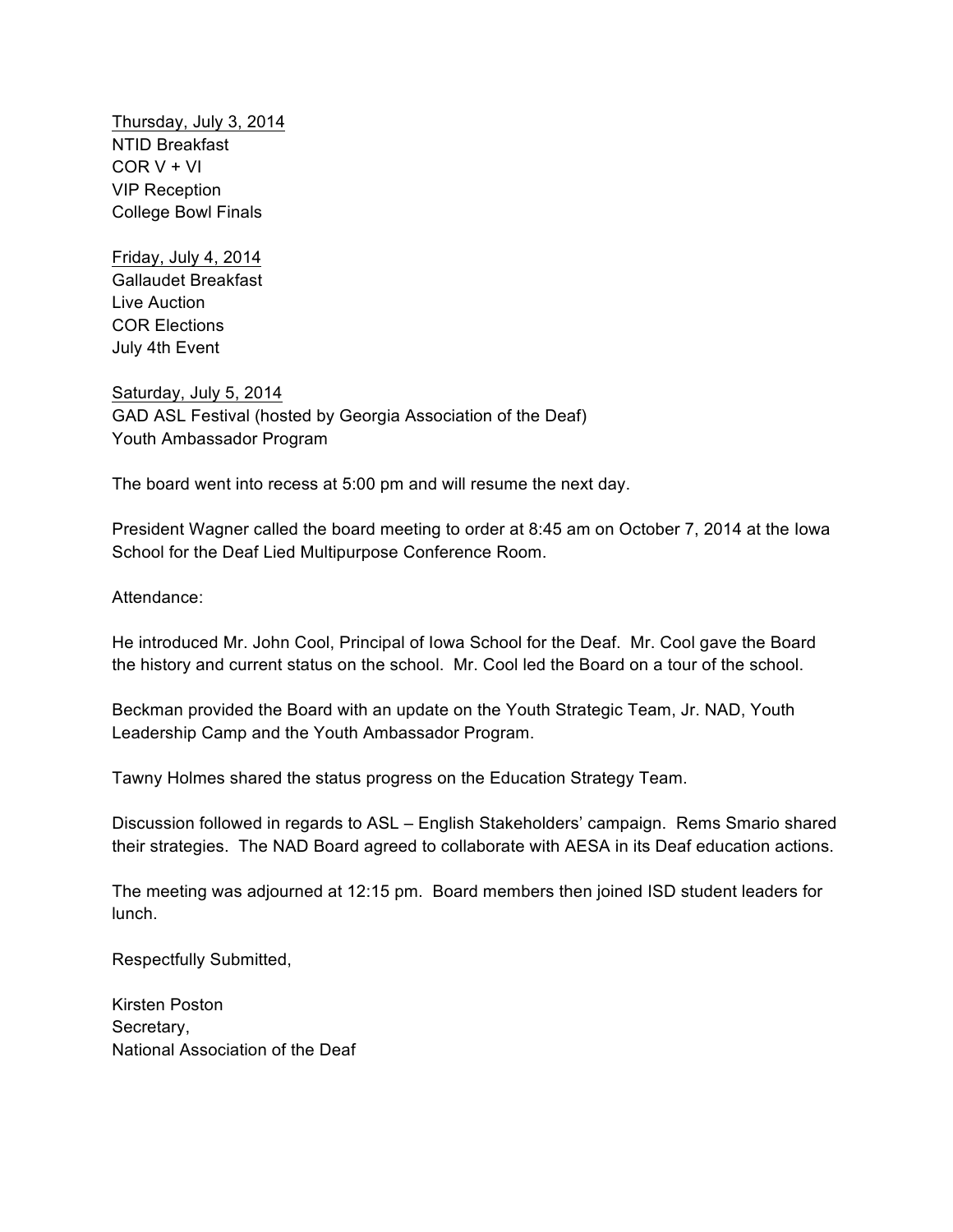<u>Thursday, July 3, 2014</u>
NTID Breakfast
COR V + VI
VIP Reception
College Bowl Finals

<u>Friday, July 4, 2014</u>
Gallaudet Breakfast
Live Auction
COR Elections
July 4th Event

<u>Saturday, July 5, 2014</u>
GAD ASL Festival (hosted by Georgia Association of the Deaf)
Youth Ambassador Program

The board went into recess at 5:00 pm and will resume the next day.

President Wagner called the board meeting to order at 8:45 am on October 7, 2014 at the Iowa School for the Deaf Lied Multipurpose Conference Room.

Attendance:

He introduced Mr. John Cool, Principal of Iowa School for the Deaf. Mr. Cool gave the Board the history and current status on the school. Mr. Cool led the Board on a tour of the school.

Beckman provided the Board with an update on the Youth Strategic Team, Jr. NAD, Youth Leadership Camp and the Youth Ambassador Program.

Tawny Holmes shared the status progress on the Education Strategy Team.

Discussion followed in regards to ASL – English Stakeholders' campaign. Rems Smario shared their strategies. The NAD Board agreed to collaborate with AESA in its Deaf education actions.

The meeting was adjourned at 12:15 pm. Board members then joined ISD student leaders for lunch.

Respectfully Submitted,

Kirsten Poston
Secretary,
National Association of the Deaf